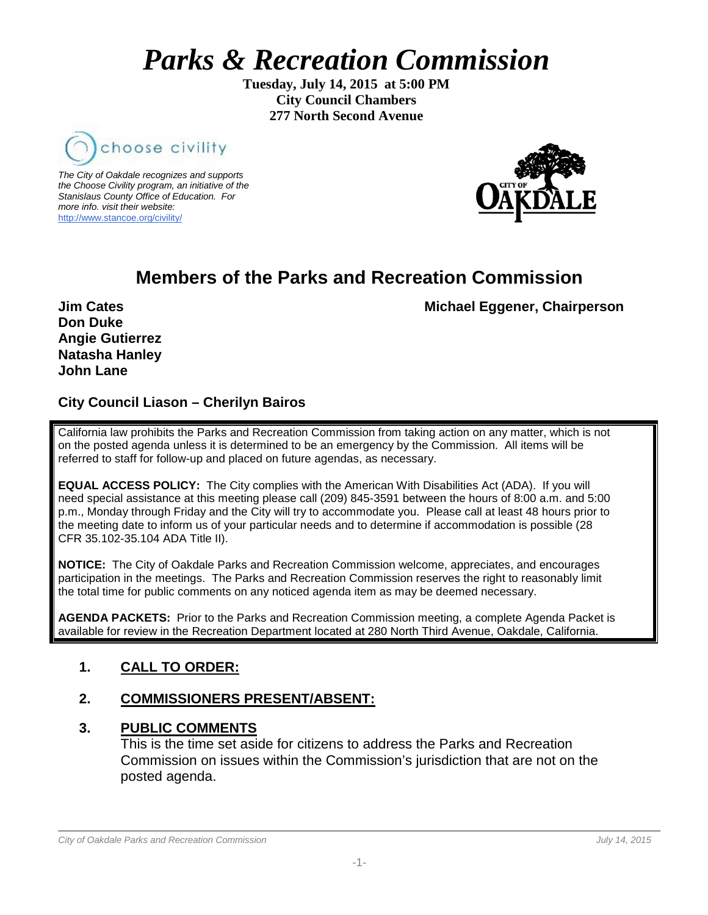# *Parks & Recreation Commission*

**Tuesday, July 14, 2015 at 5:00 PM**
**City Council Chambers**
**277 North Second Avenue**

choose civility

*The City of Oakdale recognizes and supports the Choose Civility program, an initiative of the Stanislaus County Office of Education. For more info. visit their website:* http://www.stancoe.org/civility/

CITY OF OAKDALE

## Members of the Parks and Recreation Commission

**Michael Eggener, Chairperson**

**Jim Cates**
**Don Duke**
**Angie Gutierrez**
**Natasha Hanley**
**John Lane**

**City Council Liason – Cherilyn Bairos**

California law prohibits the Parks and Recreation Commission from taking action on any matter, which is not on the posted agenda unless it is determined to be an emergency by the Commission. All items will be referred to staff for follow-up and placed on future agendas, as necessary.

**EQUAL ACCESS POLICY:** The City complies with the American With Disabilities Act (ADA). If you will need special assistance at this meeting please call (209) 845-3591 between the hours of 8:00 a.m. and 5:00 p.m., Monday through Friday and the City will try to accommodate you. Please call at least 48 hours prior to the meeting date to inform us of your particular needs and to determine if accommodation is possible (28 CFR 35.102-35.104 ADA Title II).

**NOTICE:** The City of Oakdale Parks and Recreation Commission welcome, appreciates, and encourages participation in the meetings. The Parks and Recreation Commission reserves the right to reasonably limit the total time for public comments on any noticed agenda item as may be deemed necessary.

**AGENDA PACKETS:** Prior to the Parks and Recreation Commission meeting, a complete Agenda Packet is available for review in the Recreation Department located at 280 North Third Avenue, Oakdale, California.

1. **CALL TO ORDER:**

2. **COMMISSIONERS PRESENT/ABSENT:**

3. **PUBLIC COMMENTS**
   This is the time set aside for citizens to address the Parks and Recreation Commission on issues within the Commission's jurisdiction that are not on the posted agenda.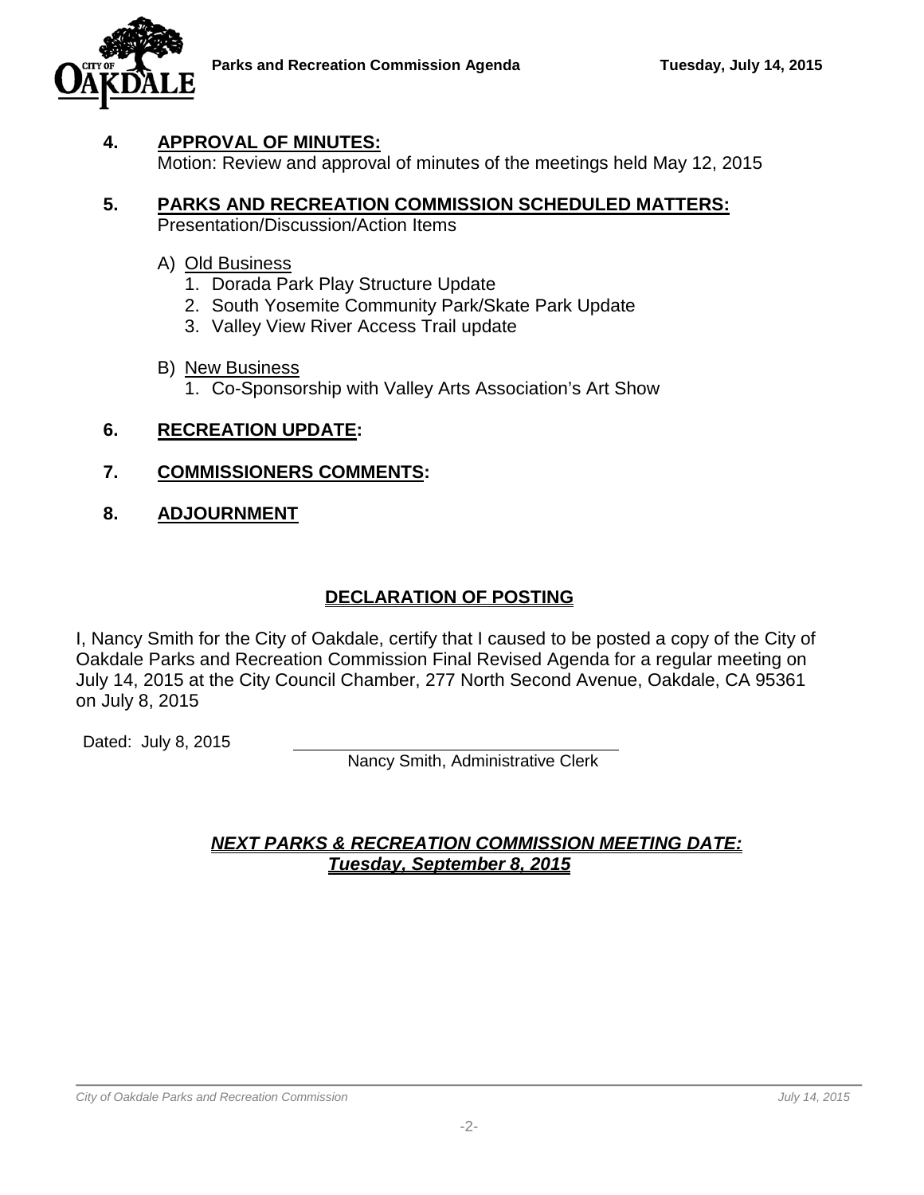**4. APPROVAL OF MINUTES:**
Motion: Review and approval of minutes of the meetings held May 12, 2015

**5. PARKS AND RECREATION COMMISSION SCHEDULED MATTERS:**
Presentation/Discussion/Action Items

A) Old Business
1. Dorada Park Play Structure Update
2. South Yosemite Community Park/Skate Park Update
3. Valley View River Access Trail update

B) New Business
1. Co-Sponsorship with Valley Arts Association's Art Show

**6. RECREATION UPDATE:**

**7. COMMISSIONERS COMMENTS:**

**8. ADJOURNMENT**

## DECLARATION OF POSTING

I, Nancy Smith for the City of Oakdale, certify that I caused to be posted a copy of the City of Oakdale Parks and Recreation Commission Final Revised Agenda for a regular meeting on July 14, 2015 at the City Council Chamber, 277 North Second Avenue, Oakdale, CA 95361 on July 8, 2015

Dated: July 8, 2015

Nancy Smith, Administrative Clerk

***NEXT PARKS & RECREATION COMMISSION MEETING DATE:***
***Tuesday, September 8, 2015***